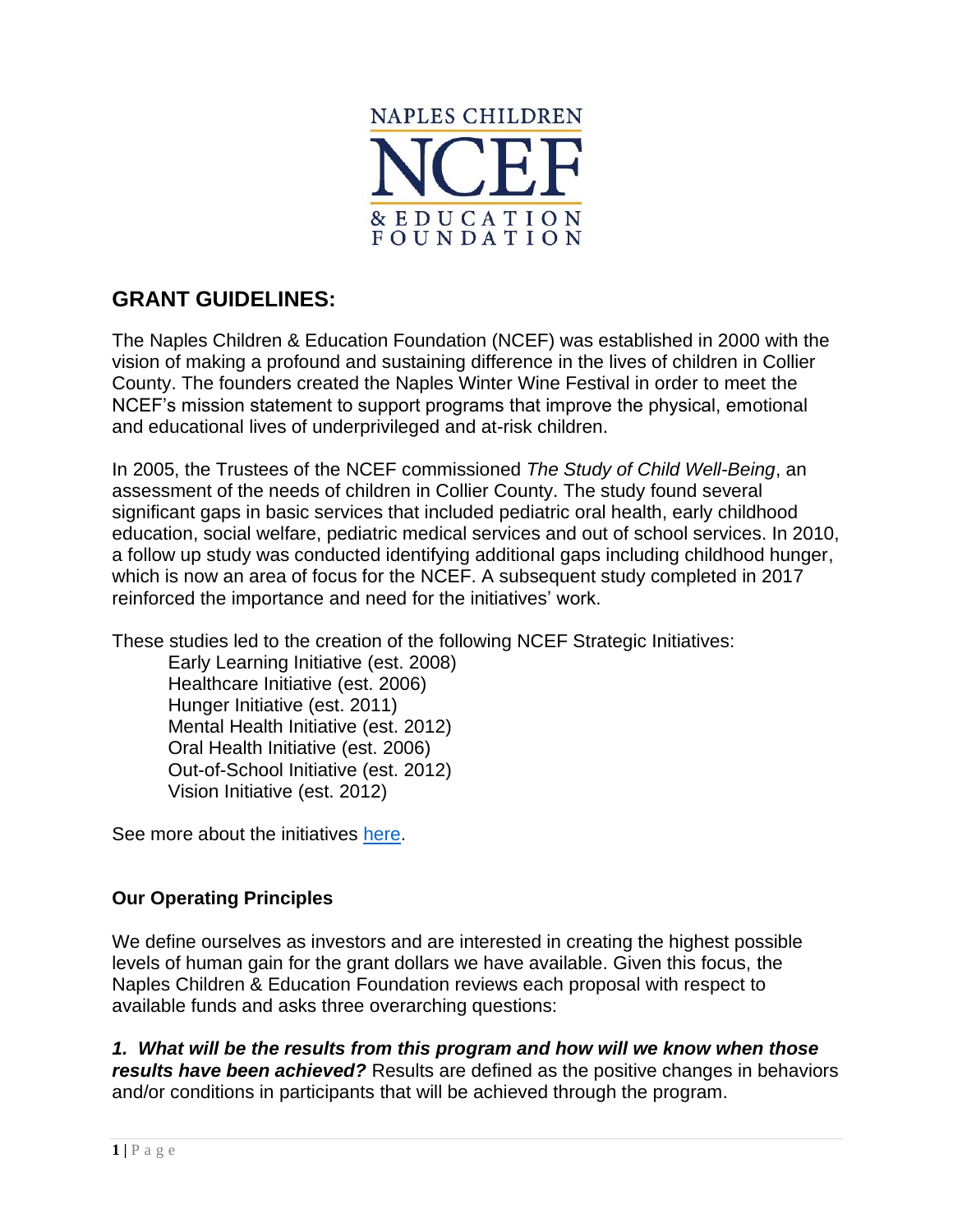NAPLES CHILDREN

NCEF

& EDUCATION FOUNDATION

## GRANT GUIDELINES:

The Naples Children & Education Foundation (NCEF) was established in 2000 with the vision of making a profound and sustaining difference in the lives of children in Collier County. The founders created the Naples Winter Wine Festival in order to meet the NCEF's mission statement to support programs that improve the physical, emotional and educational lives of underprivileged and at-risk children.

In 2005, the Trustees of the NCEF commissioned *The Study of Child Well-Being*, an assessment of the needs of children in Collier County. The study found several significant gaps in basic services that included pediatric oral health, early childhood education, social welfare, pediatric medical services and out of school services. In 2010, a follow up study was conducted identifying additional gaps including childhood hunger, which is now an area of focus for the NCEF. A subsequent study completed in 2017 reinforced the importance and need for the initiatives' work.

These studies led to the creation of the following NCEF Strategic Initiatives:

- Early Learning Initiative (est. 2008)
- Healthcare Initiative (est. 2006)
- Hunger Initiative (est. 2011)
- Mental Health Initiative (est. 2012)
- Oral Health Initiative (est. 2006)
- Out-of-School Initiative (est. 2012)
- Vision Initiative (est. 2012)

See more about the initiatives here.

### Our Operating Principles

We define ourselves as investors and are interested in creating the highest possible levels of human gain for the grant dollars we have available. Given this focus, the Naples Children & Education Foundation reviews each proposal with respect to available funds and asks three overarching questions:

***1. What will be the results from this program and how will we know when those results have been achieved?*** Results are defined as the positive changes in behaviors and/or conditions in participants that will be achieved through the program.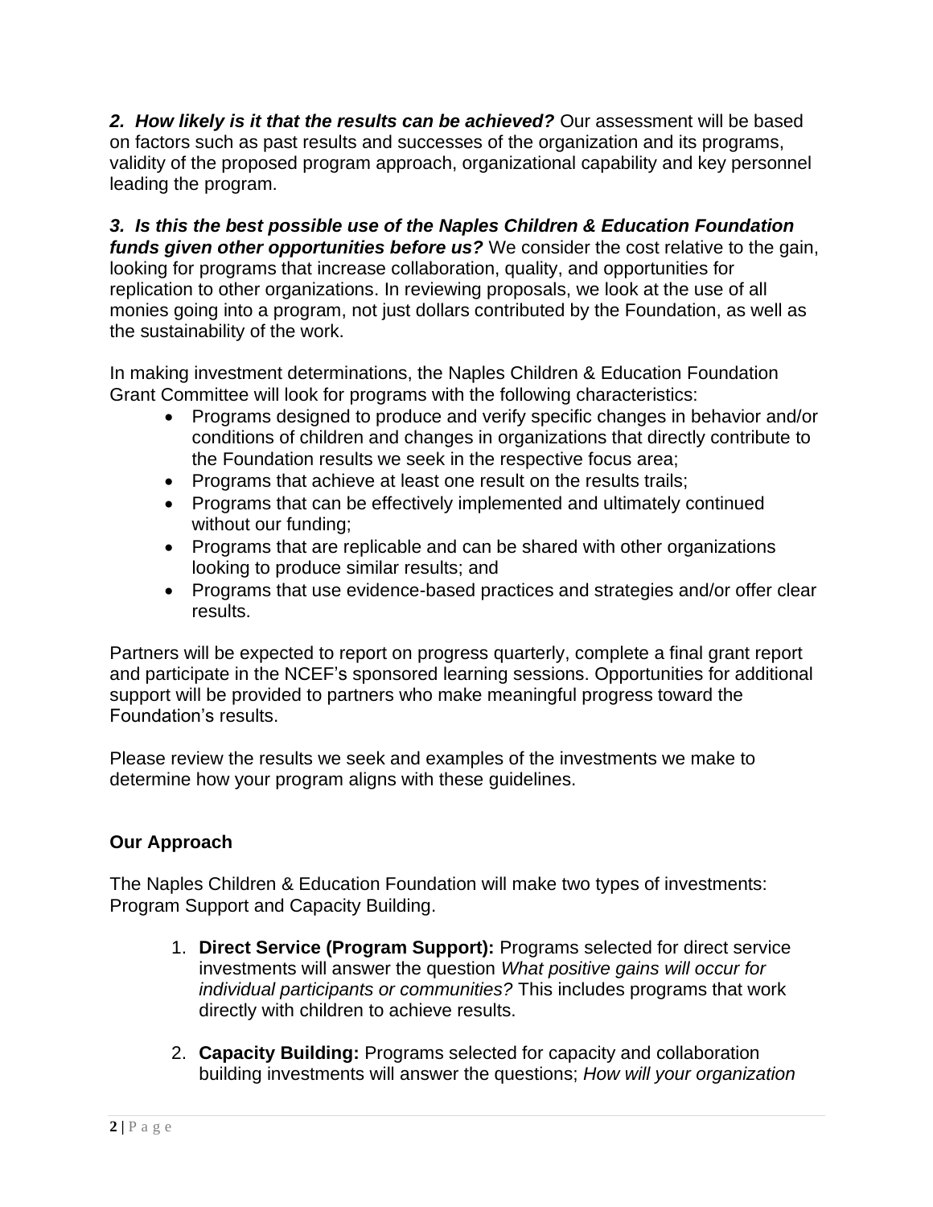***2. How likely is it that the results can be achieved?*** Our assessment will be based on factors such as past results and successes of the organization and its programs, validity of the proposed program approach, organizational capability and key personnel leading the program.

***3. Is this the best possible use of the Naples Children & Education Foundation funds given other opportunities before us?*** We consider the cost relative to the gain, looking for programs that increase collaboration, quality, and opportunities for replication to other organizations. In reviewing proposals, we look at the use of all monies going into a program, not just dollars contributed by the Foundation, as well as the sustainability of the work.

In making investment determinations, the Naples Children & Education Foundation Grant Committee will look for programs with the following characteristics:

- Programs designed to produce and verify specific changes in behavior and/or conditions of children and changes in organizations that directly contribute to the Foundation results we seek in the respective focus area;
- Programs that achieve at least one result on the results trails;
- Programs that can be effectively implemented and ultimately continued without our funding;
- Programs that are replicable and can be shared with other organizations looking to produce similar results; and
- Programs that use evidence-based practices and strategies and/or offer clear results.

Partners will be expected to report on progress quarterly, complete a final grant report and participate in the NCEF's sponsored learning sessions. Opportunities for additional support will be provided to partners who make meaningful progress toward the Foundation's results.

Please review the results we seek and examples of the investments we make to determine how your program aligns with these guidelines.

## Our Approach

The Naples Children & Education Foundation will make two types of investments: Program Support and Capacity Building.

1. **Direct Service (Program Support):** Programs selected for direct service investments will answer the question *What positive gains will occur for individual participants or communities?* This includes programs that work directly with children to achieve results.

2. **Capacity Building:** Programs selected for capacity and collaboration building investments will answer the questions; *How will your organization*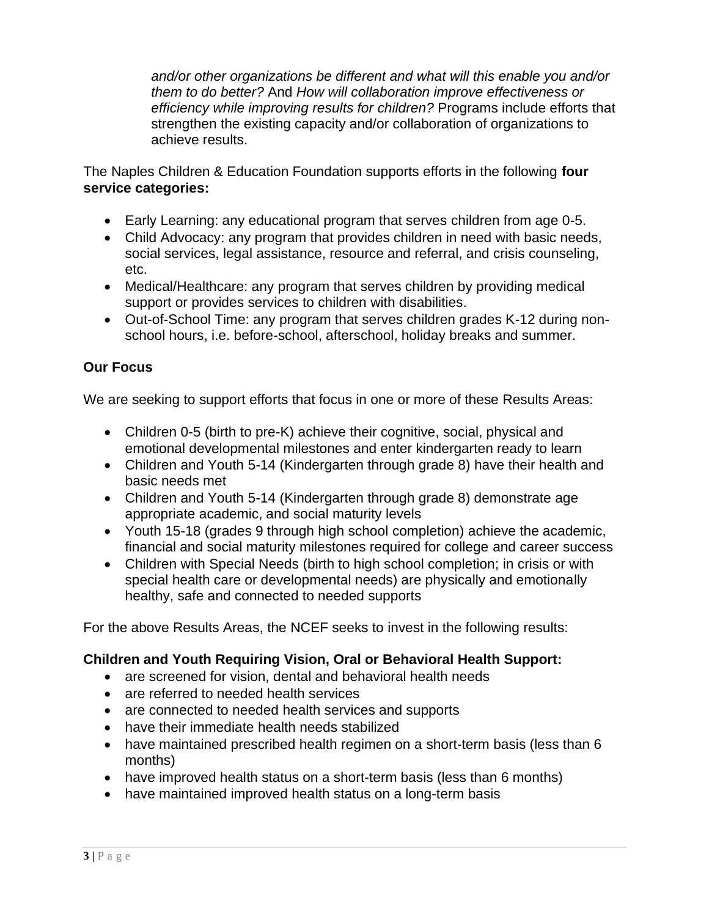*and/or other organizations be different and what will this enable you and/or them to do better?* And *How will collaboration improve effectiveness or efficiency while improving results for children?* Programs include efforts that strengthen the existing capacity and/or collaboration of organizations to achieve results.

The Naples Children & Education Foundation supports efforts in the following **four service categories:**

- Early Learning: any educational program that serves children from age 0-5.
- Child Advocacy: any program that provides children in need with basic needs, social services, legal assistance, resource and referral, and crisis counseling, etc.
- Medical/Healthcare: any program that serves children by providing medical support or provides services to children with disabilities.
- Out-of-School Time: any program that serves children grades K-12 during non-school hours, i.e. before-school, afterschool, holiday breaks and summer.

**Our Focus**

We are seeking to support efforts that focus in one or more of these Results Areas:

- Children 0-5 (birth to pre-K) achieve their cognitive, social, physical and emotional developmental milestones and enter kindergarten ready to learn
- Children and Youth 5-14 (Kindergarten through grade 8) have their health and basic needs met
- Children and Youth 5-14 (Kindergarten through grade 8) demonstrate age appropriate academic, and social maturity levels
- Youth 15-18 (grades 9 through high school completion) achieve the academic, financial and social maturity milestones required for college and career success
- Children with Special Needs (birth to high school completion; in crisis or with special health care or developmental needs) are physically and emotionally healthy, safe and connected to needed supports

For the above Results Areas, the NCEF seeks to invest in the following results:

**Children and Youth Requiring Vision, Oral or Behavioral Health Support:**

- are screened for vision, dental and behavioral health needs
- are referred to needed health services
- are connected to needed health services and supports
- have their immediate health needs stabilized
- have maintained prescribed health regimen on a short-term basis (less than 6 months)
- have improved health status on a short-term basis (less than 6 months)
- have maintained improved health status on a long-term basis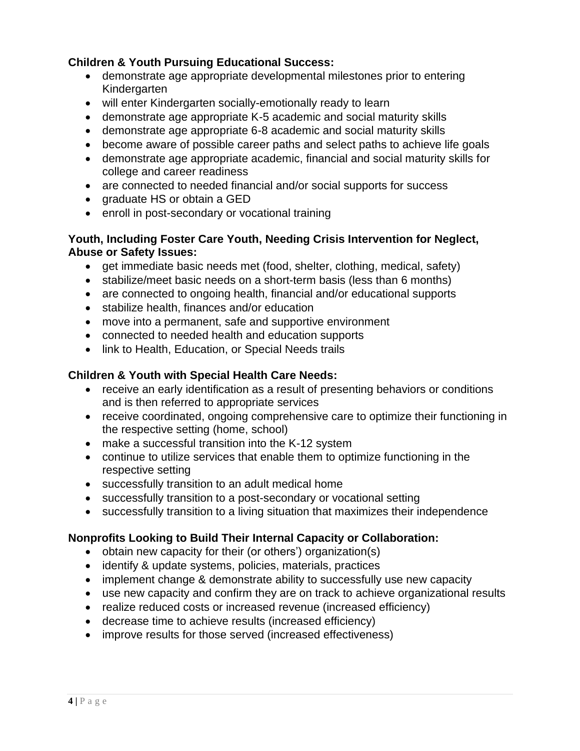**Children & Youth Pursuing Educational Success:**

- demonstrate age appropriate developmental milestones prior to entering Kindergarten
- will enter Kindergarten socially-emotionally ready to learn
- demonstrate age appropriate K-5 academic and social maturity skills
- demonstrate age appropriate 6-8 academic and social maturity skills
- become aware of possible career paths and select paths to achieve life goals
- demonstrate age appropriate academic, financial and social maturity skills for college and career readiness
- are connected to needed financial and/or social supports for success
- graduate HS or obtain a GED
- enroll in post-secondary or vocational training

**Youth, Including Foster Care Youth, Needing Crisis Intervention for Neglect, Abuse or Safety Issues:**

- get immediate basic needs met (food, shelter, clothing, medical, safety)
- stabilize/meet basic needs on a short-term basis (less than 6 months)
- are connected to ongoing health, financial and/or educational supports
- stabilize health, finances and/or education
- move into a permanent, safe and supportive environment
- connected to needed health and education supports
- link to Health, Education, or Special Needs trails

**Children & Youth with Special Health Care Needs:**

- receive an early identification as a result of presenting behaviors or conditions and is then referred to appropriate services
- receive coordinated, ongoing comprehensive care to optimize their functioning in the respective setting (home, school)
- make a successful transition into the K-12 system
- continue to utilize services that enable them to optimize functioning in the respective setting
- successfully transition to an adult medical home
- successfully transition to a post-secondary or vocational setting
- successfully transition to a living situation that maximizes their independence

**Nonprofits Looking to Build Their Internal Capacity or Collaboration:**

- obtain new capacity for their (or others') organization(s)
- identify & update systems, policies, materials, practices
- implement change & demonstrate ability to successfully use new capacity
- use new capacity and confirm they are on track to achieve organizational results
- realize reduced costs or increased revenue (increased efficiency)
- decrease time to achieve results (increased efficiency)
- improve results for those served (increased effectiveness)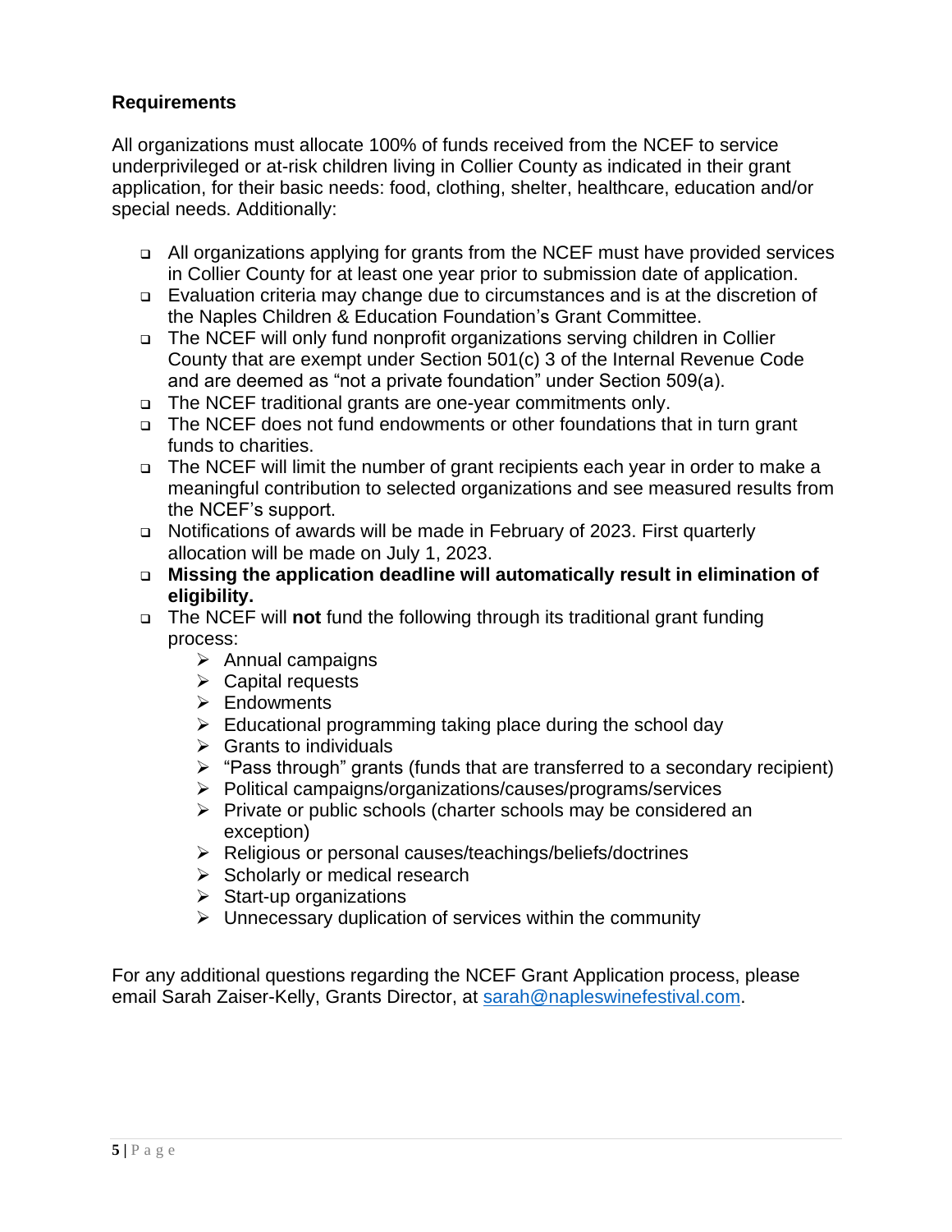## Requirements

All organizations must allocate 100% of funds received from the NCEF to service underprivileged or at-risk children living in Collier County as indicated in their grant application, for their basic needs: food, clothing, shelter, healthcare, education and/or special needs. Additionally:

- All organizations applying for grants from the NCEF must have provided services in Collier County for at least one year prior to submission date of application.
- Evaluation criteria may change due to circumstances and is at the discretion of the Naples Children & Education Foundation's Grant Committee.
- The NCEF will only fund nonprofit organizations serving children in Collier County that are exempt under Section 501(c) 3 of the Internal Revenue Code and are deemed as "not a private foundation" under Section 509(a).
- The NCEF traditional grants are one-year commitments only.
- The NCEF does not fund endowments or other foundations that in turn grant funds to charities.
- The NCEF will limit the number of grant recipients each year in order to make a meaningful contribution to selected organizations and see measured results from the NCEF's support.
- Notifications of awards will be made in February of 2023. First quarterly allocation will be made on July 1, 2023.
- **Missing the application deadline will automatically result in elimination of eligibility.**
- The NCEF will **not** fund the following through its traditional grant funding process:
  - Annual campaigns
  - Capital requests
  - Endowments
  - Educational programming taking place during the school day
  - Grants to individuals
  - "Pass through" grants (funds that are transferred to a secondary recipient)
  - Political campaigns/organizations/causes/programs/services
  - Private or public schools (charter schools may be considered an exception)
  - Religious or personal causes/teachings/beliefs/doctrines
  - Scholarly or medical research
  - Start-up organizations
  - Unnecessary duplication of services within the community

For any additional questions regarding the NCEF Grant Application process, please email Sarah Zaiser-Kelly, Grants Director, at sarah@napleswinefestival.com.